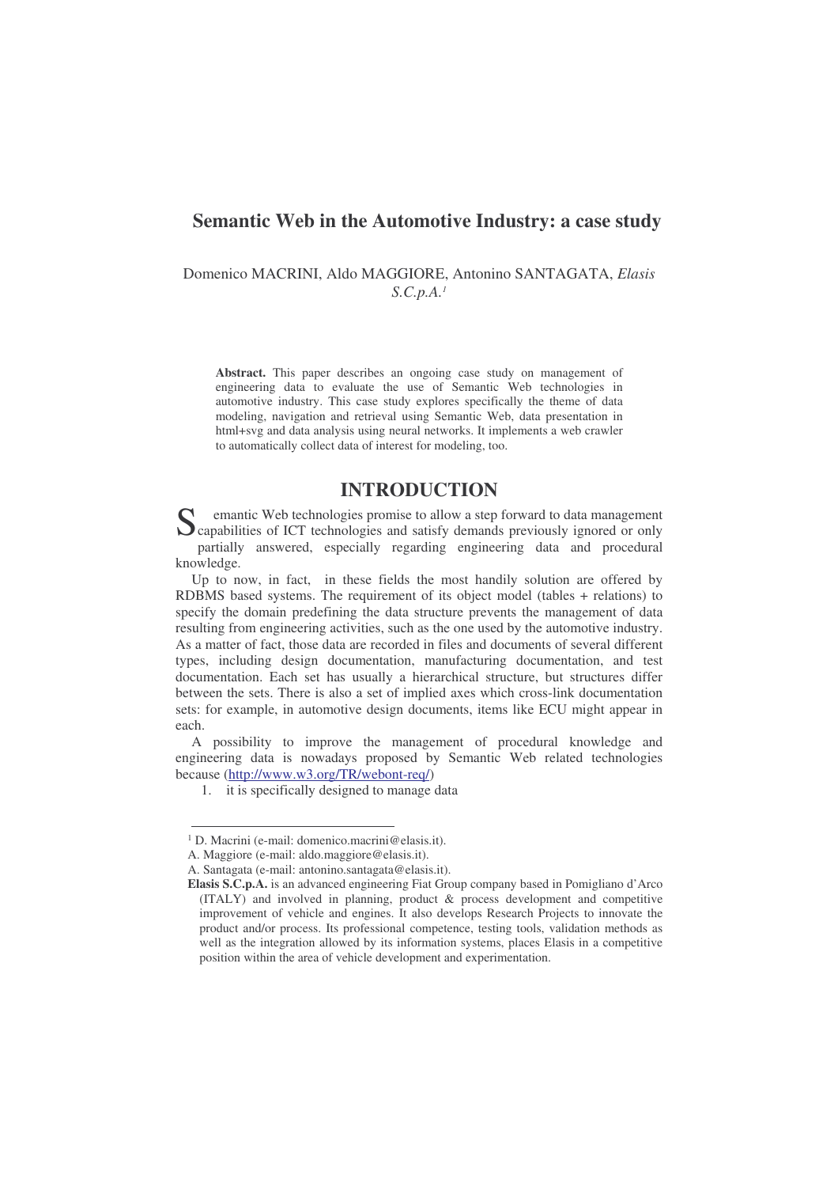# Semantic Web in the Automotive Industry: a case study

Domenico MACRINI, Aldo MAGGIORE, Antonino SANTAGATA, *Elasis S.C.p.A.*[1]

**Abstract.** This paper describes an ongoing case study on management of engineering data to evaluate the use of Semantic Web technologies in automotive industry. This case study explores specifically the theme of data modeling, navigation and retrieval using Semantic Web, data presentation in html+svg and data analysis using neural networks. It implements a web crawler to automatically collect data of interest for modeling, too.

## INTRODUCTION

Semantic Web technologies promise to allow a step forward to data management capabilities of ICT technologies and satisfy demands previously ignored or only partially answered, especially regarding engineering data and procedural knowledge.

Up to now, in fact, in these fields the most handily solution are offered by RDBMS based systems. The requirement of its object model (tables + relations) to specify the domain predefining the data structure prevents the management of data resulting from engineering activities, such as the one used by the automotive industry. As a matter of fact, those data are recorded in files and documents of several different types, including design documentation, manufacturing documentation, and test documentation. Each set has usually a hierarchical structure, but structures differ between the sets. There is also a set of implied axes which cross-link documentation sets: for example, in automotive design documents, items like ECU might appear in each.

A possibility to improve the management of procedural knowledge and engineering data is nowadays proposed by Semantic Web related technologies because (http://www.w3.org/TR/webont-req/)

1. it is specifically designed to manage data

---

[1] D. Macrini (e-mail: domenico.macrini@elasis.it).

A. Maggiore (e-mail: aldo.maggiore@elasis.it).

A. Santagata (e-mail: antonino.santagata@elasis.it).

**Elasis S.C.p.A.** is an advanced engineering Fiat Group company based in Pomigliano d'Arco (ITALY) and involved in planning, product & process development and competitive improvement of vehicle and engines. It also develops Research Projects to innovate the product and/or process. Its professional competence, testing tools, validation methods as well as the integration allowed by its information systems, places Elasis in a competitive position within the area of vehicle development and experimentation.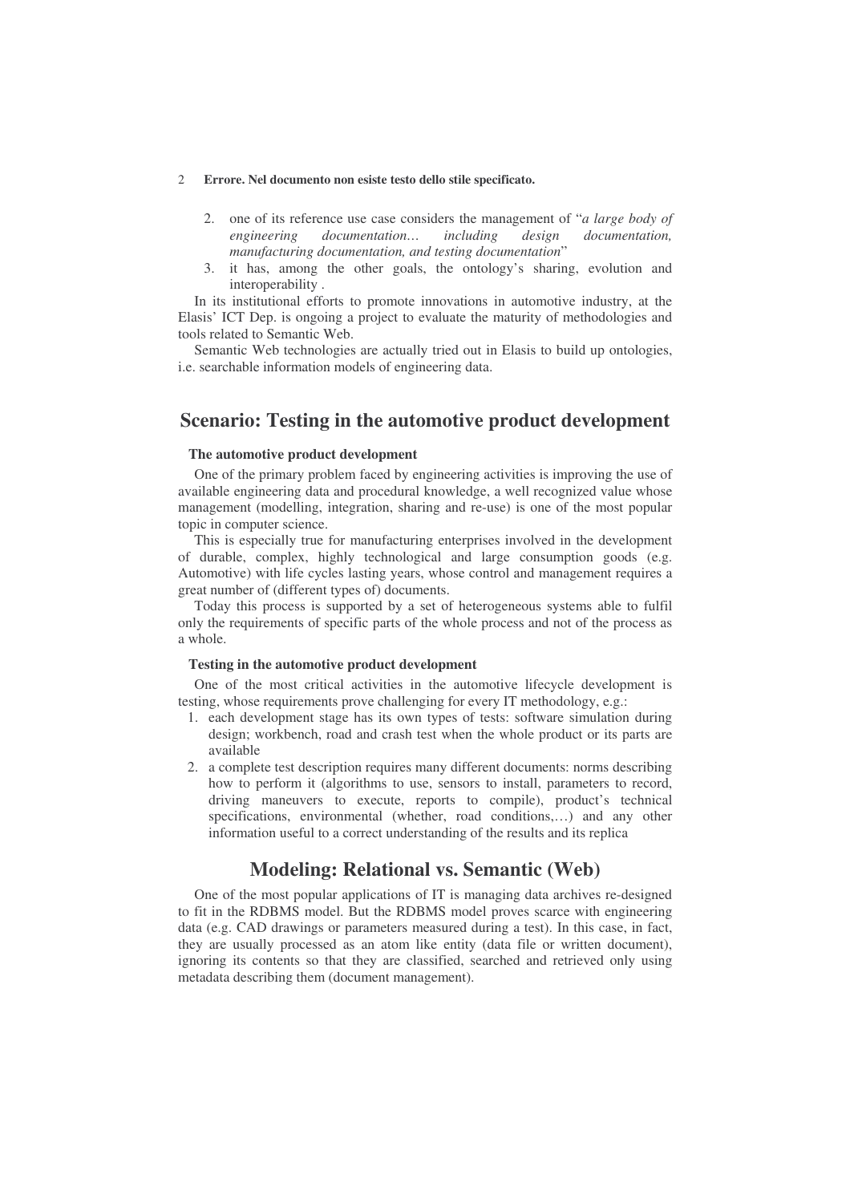2. one of its reference use case considers the management of "*a large body of engineering documentation… including design documentation, manufacturing documentation, and testing documentation*"
3. it has, among the other goals, the ontology's sharing, evolution and interoperability .

In its institutional efforts to promote innovations in automotive industry, at the Elasis' ICT Dep. is ongoing a project to evaluate the maturity of methodologies and tools related to Semantic Web.

Semantic Web technologies are actually tried out in Elasis to build up ontologies, i.e. searchable information models of engineering data.

## Scenario: Testing in the automotive product development

### The automotive product development

One of the primary problem faced by engineering activities is improving the use of available engineering data and procedural knowledge, a well recognized value whose management (modelling, integration, sharing and re-use) is one of the most popular topic in computer science.

This is especially true for manufacturing enterprises involved in the development of durable, complex, highly technological and large consumption goods (e.g. Automotive) with life cycles lasting years, whose control and management requires a great number of (different types of) documents.

Today this process is supported by a set of heterogeneous systems able to fulfil only the requirements of specific parts of the whole process and not of the process as a whole.

### Testing in the automotive product development

One of the most critical activities in the automotive lifecycle development is testing, whose requirements prove challenging for every IT methodology, e.g.:

1. each development stage has its own types of tests: software simulation during design; workbench, road and crash test when the whole product or its parts are available
2. a complete test description requires many different documents: norms describing how to perform it (algorithms to use, sensors to install, parameters to record, driving maneuvers to execute, reports to compile), product's technical specifications, environmental (whether, road conditions,…) and any other information useful to a correct understanding of the results and its replica

## Modeling: Relational vs. Semantic (Web)

One of the most popular applications of IT is managing data archives re-designed to fit in the RDBMS model. But the RDBMS model proves scarce with engineering data (e.g. CAD drawings or parameters measured during a test). In this case, in fact, they are usually processed as an atom like entity (data file or written document), ignoring its contents so that they are classified, searched and retrieved only using metadata describing them (document management).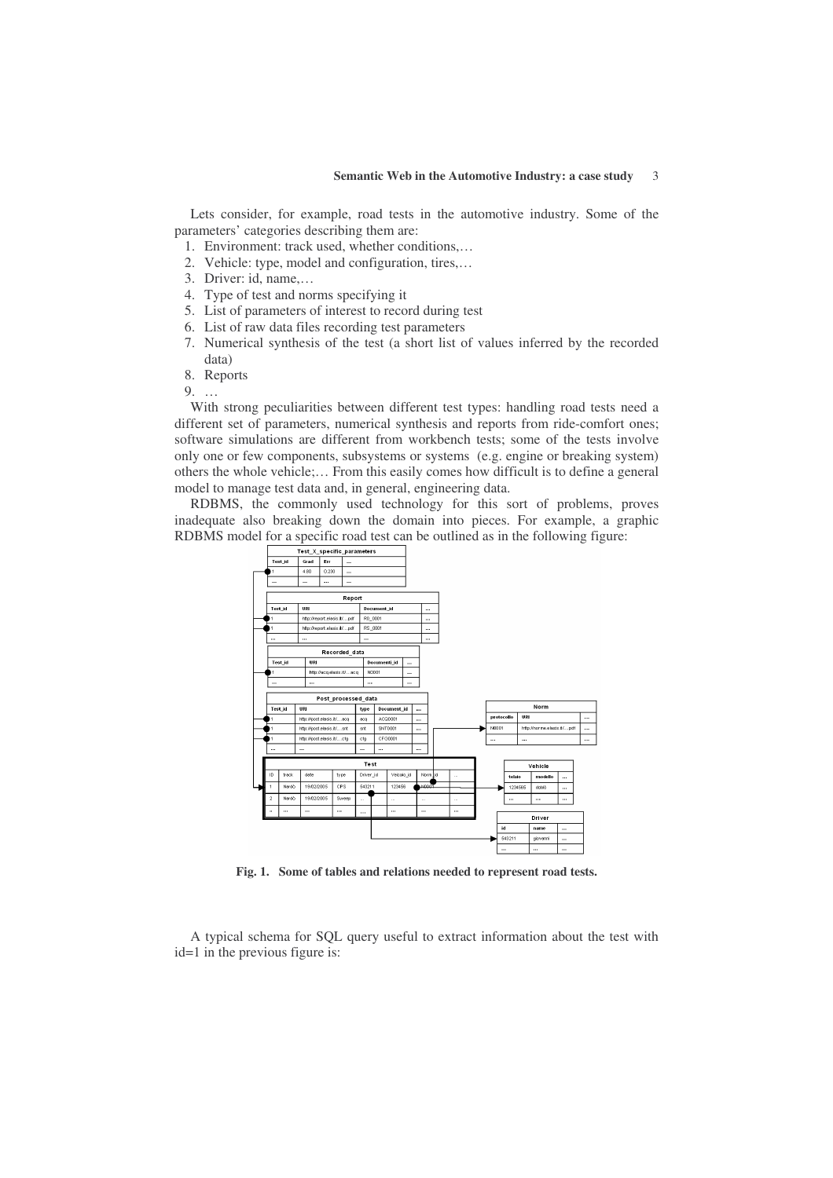Lets consider, for example, road tests in the automotive industry. Some of the parameters' categories describing them are:

1. Environment: track used, whether conditions,…
2. Vehicle: type, model and configuration, tires,…
3. Driver: id, name,…
4. Type of test and norms specifying it
5. List of parameters of interest to record during test
6. List of raw data files recording test parameters
7. Numerical synthesis of the test (a short list of values inferred by the recorded data)
8. Reports
9. …

With strong peculiarities between different test types: handling road tests need a different set of parameters, numerical synthesis and reports from ride-comfort ones; software simulations are different from workbench tests; some of the tests involve only one or few components, subsystems or systems (e.g. engine or breaking system) others the whole vehicle;… From this easily comes how difficult is to define a general model to manage test data and, in general, engineering data.

RDBMS, the commonly used technology for this sort of problems, proves inadequate also breaking down the domain into pieces. For example, a graphic RDBMS model for a specific road test can be outlined as in the following figure:

**Fig. 1. Some of tables and relations needed to represent road tests.**

A typical schema for SQL query useful to extract information about the test with id=1 in the previous figure is: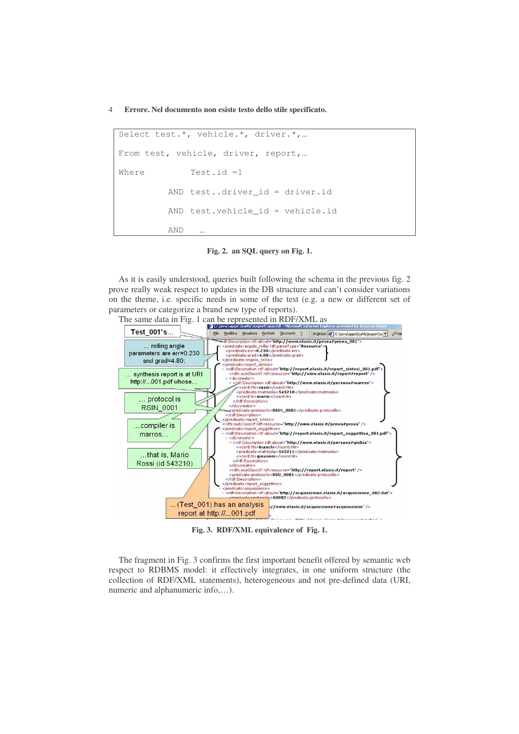```
Select test.*, vehicle.*, driver.*,…

From test, vehicle, driver, report,…

Where         Test.id =1

          AND test..driver_id = driver.id

          AND test.vehicle_id = vehicle.id

          AND   …
```

**Fig. 2. an SQL query on Fig. 1.**

As it is easily understood, queries built following the schema in the previous fig. 2 prove really weak respect to updates in the DB structure and can't consider variations on the theme, i.e. specific needs in some of the test (e.g. a new or different set of parameters or categorize a brand new type of reports).

The same data in Fig. 1 can be represented in RDF/XML as

**Fig. 3. RDF/XML equivalence of Fig. 1.**

The fragment in Fig. 3 confirms the first important benefit offered by semantic web respect to RDBMS model: it effectively integrates, in one uniform structure (the collection of RDF/XML statements), heterogeneous and not pre-defined data (URI, numeric and alphanumeric info,…).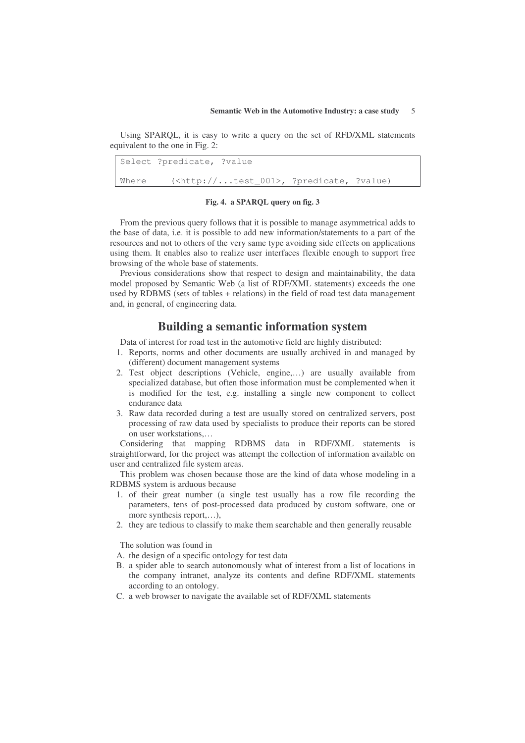Using SPARQL, it is easy to write a query on the set of RFD/XML statements equivalent to the one in Fig. 2:

```
Select ?predicate, ?value

Where     (<http://...test_001>, ?predicate, ?value)
```

**Fig. 4. a SPARQL query on fig. 3**

From the previous query follows that it is possible to manage asymmetrical adds to the base of data, i.e. it is possible to add new information/statements to a part of the resources and not to others of the very same type avoiding side effects on applications using them. It enables also to realize user interfaces flexible enough to support free browsing of the whole base of statements.

Previous considerations show that respect to design and maintainability, the data model proposed by Semantic Web (a list of RDF/XML statements) exceeds the one used by RDBMS (sets of tables + relations) in the field of road test data management and, in general, of engineering data.

## Building a semantic information system

Data of interest for road test in the automotive field are highly distributed:

1. Reports, norms and other documents are usually archived in and managed by (different) document management systems
2. Test object descriptions (Vehicle, engine,…) are usually available from specialized database, but often those information must be complemented when it is modified for the test, e.g. installing a single new component to collect endurance data
3. Raw data recorded during a test are usually stored on centralized servers, post processing of raw data used by specialists to produce their reports can be stored on user workstations,…

Considering that mapping RDBMS data in RDF/XML statements is straightforward, for the project was attempt the collection of information available on user and centralized file system areas.

This problem was chosen because those are the kind of data whose modeling in a RDBMS system is arduous because

1. of their great number (a single test usually has a row file recording the parameters, tens of post-processed data produced by custom software, one or more synthesis report,…),
2. they are tedious to classify to make them searchable and then generally reusable

The solution was found in

A. the design of a specific ontology for test data
B. a spider able to search autonomously what of interest from a list of locations in the company intranet, analyze its contents and define RDF/XML statements according to an ontology.
C. a web browser to navigate the available set of RDF/XML statements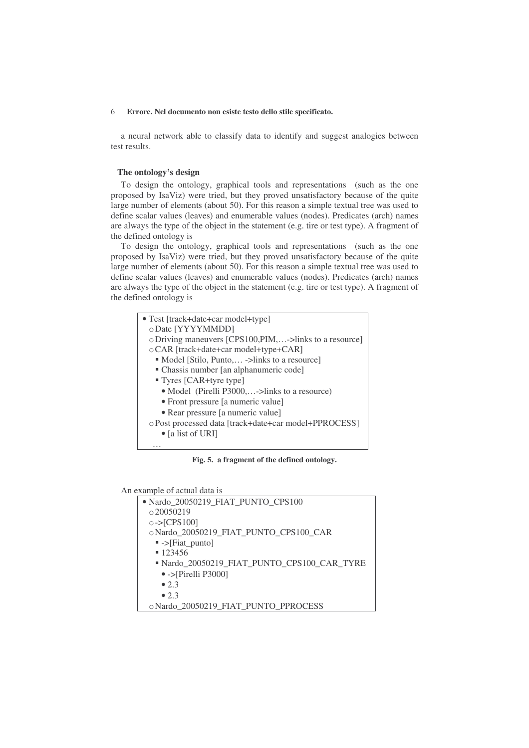a neural network able to classify data to identify and suggest analogies between test results.

### The ontology's design

To design the ontology, graphical tools and representations (such as the one proposed by IsaViz) were tried, but they proved unsatisfactory because of the quite large number of elements (about 50). For this reason a simple textual tree was used to define scalar values (leaves) and enumerable values (nodes). Predicates (arch) names are always the type of the object in the statement (e.g. tire or test type). A fragment of the defined ontology is

To design the ontology, graphical tools and representations (such as the one proposed by IsaViz) were tried, but they proved unsatisfactory because of the quite large number of elements (about 50). For this reason a simple textual tree was used to define scalar values (leaves) and enumerable values (nodes). Predicates (arch) names are always the type of the object in the statement (e.g. tire or test type). A fragment of the defined ontology is

- Test [track+date+car model+type]
  - Date [YYYYMMDD]
  - Driving maneuvers [CPS100,PIM,…->links to a resource]
  - CAR [track+date+car model+type+CAR]
    - Model [Stilo, Punto,… ->links to a resource]
    - Chassis number [an alphanumeric code]
    - Tyres [CAR+tyre type]
      - Model (Pirelli P3000,…->links to a resource)
      - Front pressure [a numeric value]
      - Rear pressure [a numeric value]
  - Post processed data [track+date+car model+PPROCESS]
    - [a list of URI]
  - …

**Fig. 5. a fragment of the defined ontology.**

An example of actual data is

- Nardo_20050219_FIAT_PUNTO_CPS100
  - 20050219
  - ->[CPS100]
  - Nardo_20050219_FIAT_PUNTO_CPS100_CAR
    - ->[Fiat_punto]
    - 123456
    - Nardo_20050219_FIAT_PUNTO_CPS100_CAR_TYRE
      - ->[Pirelli P3000]
      - 2.3
      - 2.3
  - Nardo_20050219_FIAT_PUNTO_PPROCESS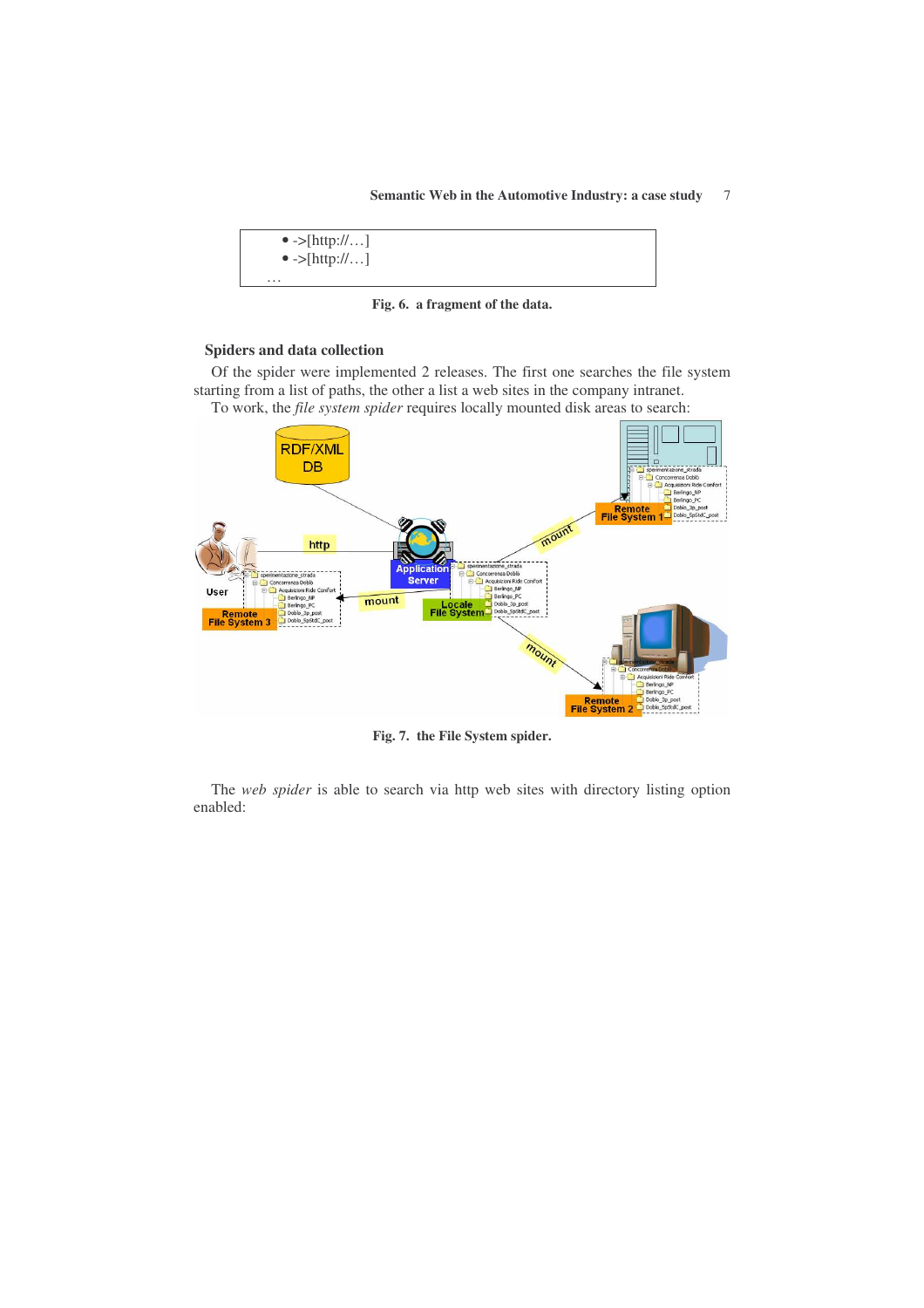- ->[http://…]
- ->[http://…]

…

**Fig. 6. a fragment of the data.**

### Spiders and data collection

Of the spider were implemented 2 releases. The first one searches the file system starting from a list of paths, the other a list a web sites in the company intranet.

To work, the *file system spider* requires locally mounted disk areas to search:

**Fig. 7. the File System spider.**

The *web spider* is able to search via http web sites with directory listing option enabled: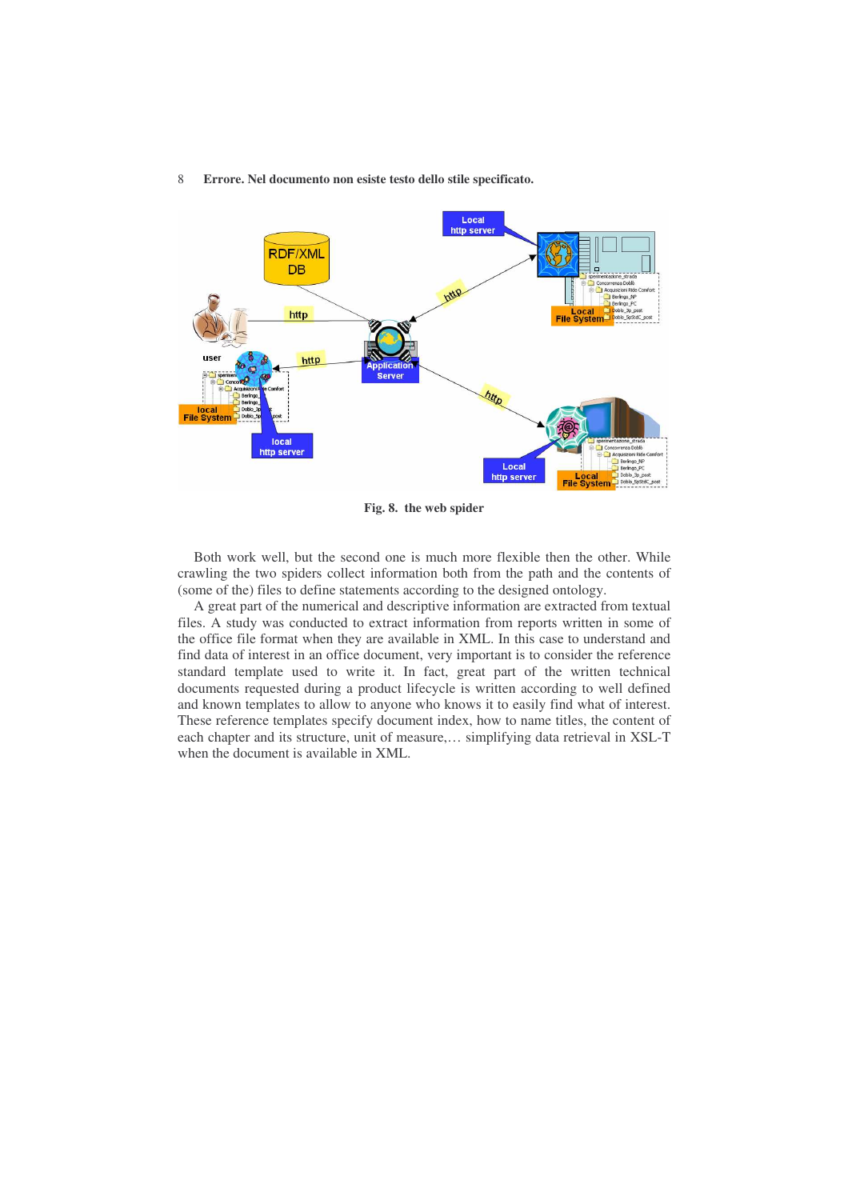Fig. 8. the web spider

Both work well, but the second one is much more flexible then the other. While crawling the two spiders collect information both from the path and the contents of (some of the) files to define statements according to the designed ontology.

A great part of the numerical and descriptive information are extracted from textual files. A study was conducted to extract information from reports written in some of the office file format when they are available in XML. In this case to understand and find data of interest in an office document, very important is to consider the reference standard template used to write it. In fact, great part of the written technical documents requested during a product lifecycle is written according to well defined and known templates to allow to anyone who knows it to easily find what of interest. These reference templates specify document index, how to name titles, the content of each chapter and its structure, unit of measure,… simplifying data retrieval in XSL-T when the document is available in XML.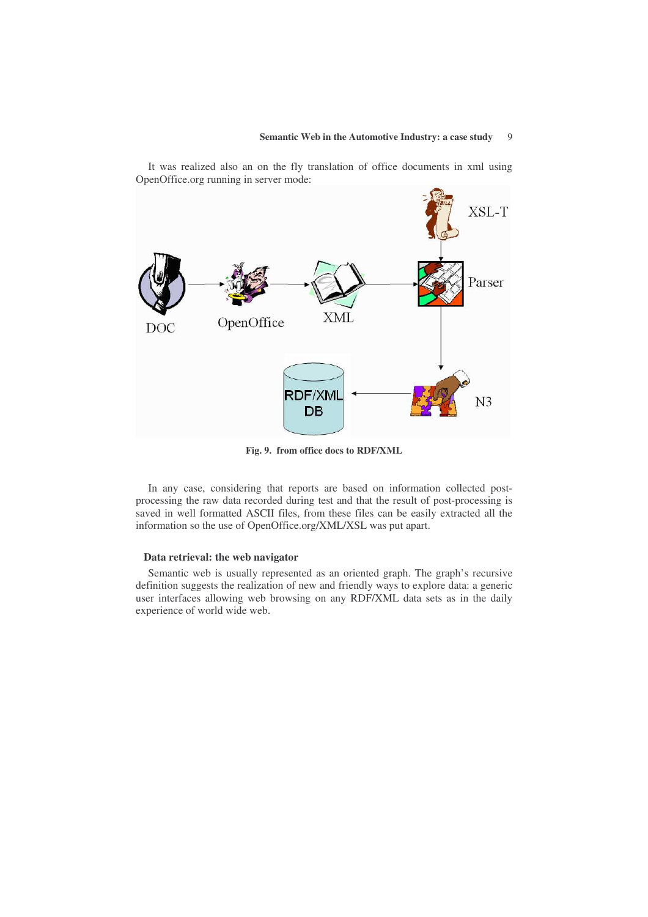It was realized also an on the fly translation of office documents in xml using OpenOffice.org running in server mode:

**Fig. 9.** from office docs to RDF/XML

In any case, considering that reports are based on information collected post-processing the raw data recorded during test and that the result of post-processing is saved in well formatted ASCII files, from these files can be easily extracted all the information so the use of OpenOffice.org/XML/XSL was put apart.

### Data retrieval: the web navigator

Semantic web is usually represented as an oriented graph. The graph's recursive definition suggests the realization of new and friendly ways to explore data: a generic user interfaces allowing web browsing on any RDF/XML data sets as in the daily experience of world wide web.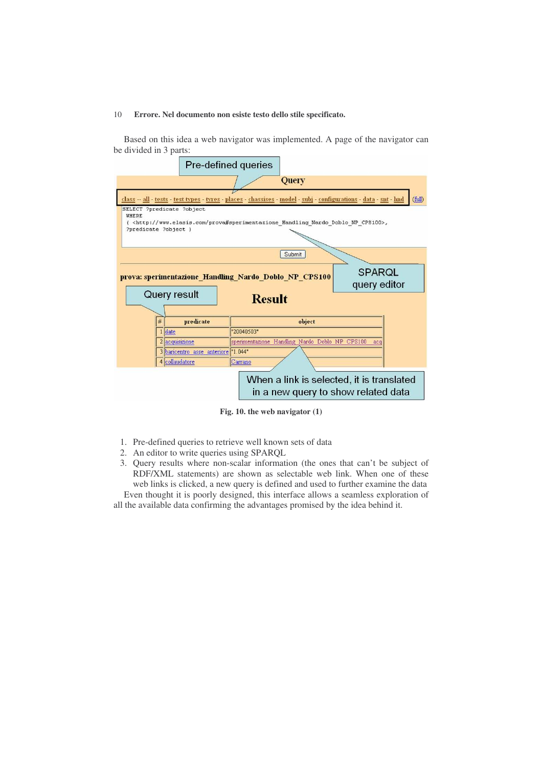Based on this idea a web navigator was implemented. A page of the navigator can be divided in 3 parts:

Fig. 10. the web navigator (1)

1. Pre-defined queries to retrieve well known sets of data
2. An editor to write queries using SPARQL
3. Query results where non-scalar information (the ones that can't be subject of RDF/XML statements) are shown as selectable web link. When one of these web links is clicked, a new query is defined and used to further examine the data

Even thought it is poorly designed, this interface allows a seamless exploration of all the available data confirming the advantages promised by the idea behind it.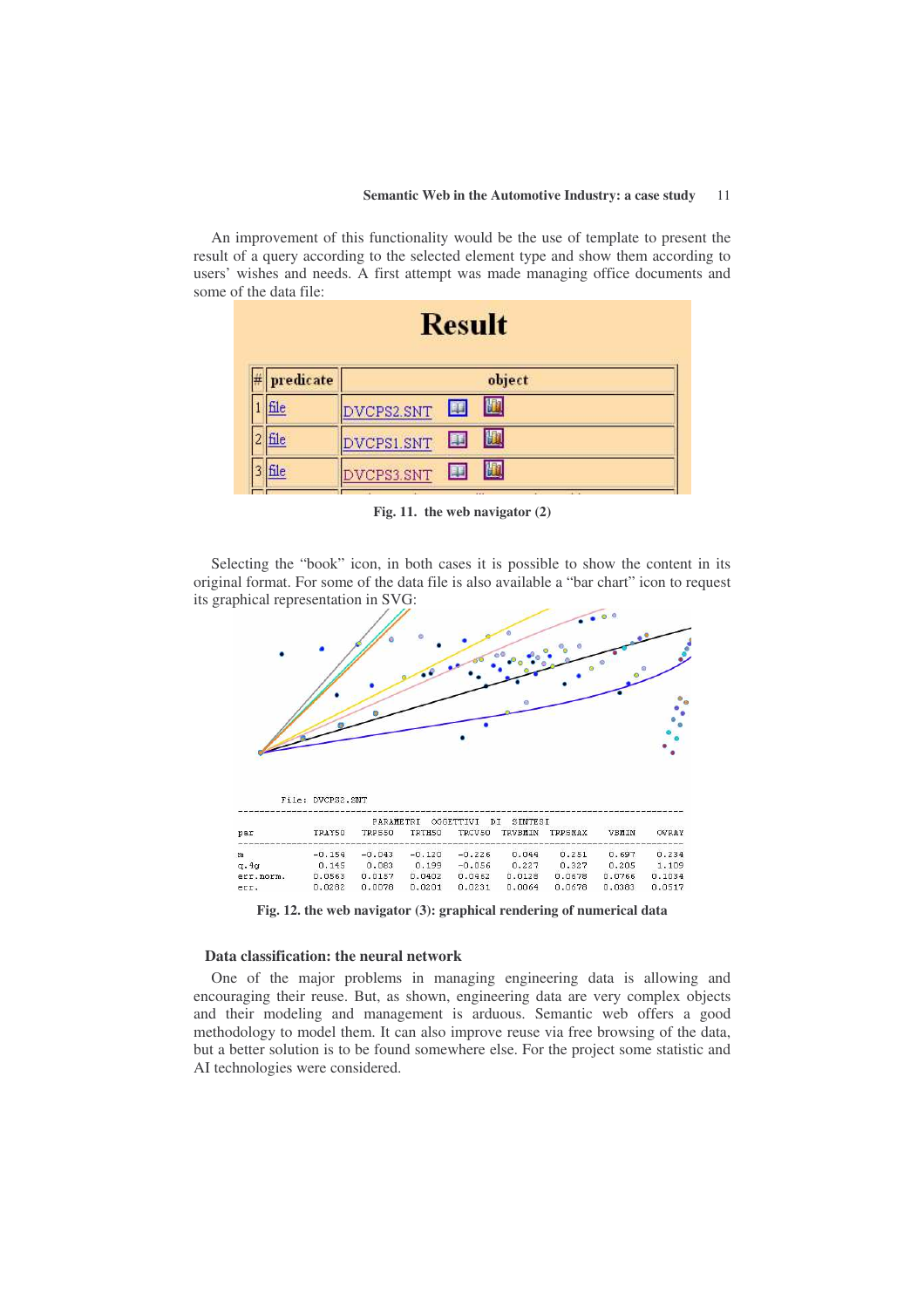An improvement of this functionality would be the use of template to present the result of a query according to the selected element type and show them according to users' wishes and needs. A first attempt was made managing office documents and some of the data file:

| # | predicate | object |
|---|---|---|
| 1 | file | DVCPS2.SNT |
| 2 | file | DVCPS1.SNT |
| 3 | file | DVCPS3.SNT |

**Fig. 11. the web navigator (2)**

Selecting the "book" icon, in both cases it is possible to show the content in its original format. For some of the data file is also available a "bar chart" icon to request its graphical representation in SVG:

File: DVCPS2.SNT

| par | TRAY50 | TRPS50 | TRTH50 | TRCV50 | TRVBMIN | TRPSMAX | VBMIN | OVRAY |
|---|---|---|---|---|---|---|---|---|
| | PARAMETRI | OGGETTIVI | DI | SINTESI | | | | |
| m | -0.154 | -0.043 | -0.120 | -0.226 | 0.044 | 0.251 | 0.697 | 0.234 |
| q.4g | 0.145 | 0.083 | 0.199 | -0.056 | 0.227 | 0.327 | 0.205 | 1.109 |
| err.norm. | 0.0563 | 0.0157 | 0.0402 | 0.0462 | 0.0128 | 0.0678 | 0.0766 | 0.1034 |
| err. | 0.0282 | 0.0078 | 0.0201 | 0.0231 | 0.0064 | 0.0676 | 0.0383 | 0.0517 |

**Fig. 12. the web navigator (3): graphical rendering of numerical data**

### Data classification: the neural network

One of the major problems in managing engineering data is allowing and encouraging their reuse. But, as shown, engineering data are very complex objects and their modeling and management is arduous. Semantic web offers a good methodology to model them. It can also improve reuse via free browsing of the data, but a better solution is to be found somewhere else. For the project some statistic and AI technologies were considered.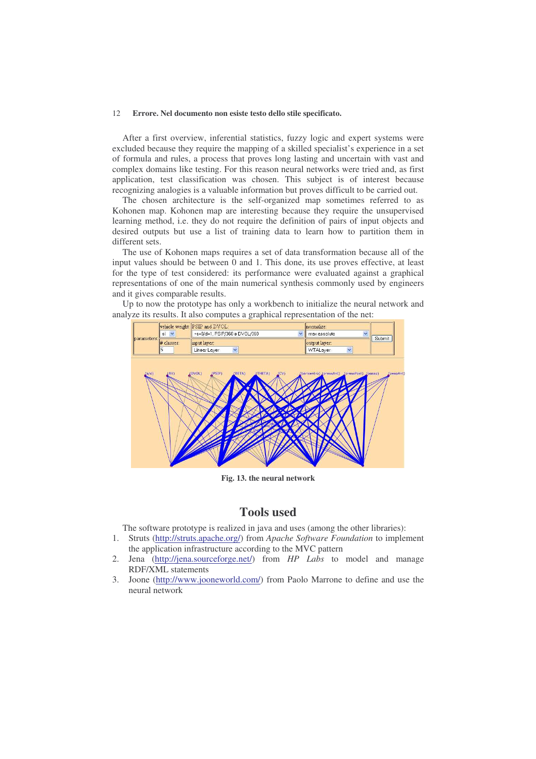After a first overview, inferential statistics, fuzzy logic and expert systems were excluded because they require the mapping of a skilled specialist's experience in a set of formula and rules, a process that proves long lasting and uncertain with vast and complex domains like testing. For this reason neural networks were tried and, as first application, test classification was chosen. This subject is of interest because recognizing analogies is a valuable information but proves difficult to be carried out.

The chosen architecture is the self-organized map sometimes referred to as Kohonen map. Kohonen map are interesting because they require the unsupervised learning method, i.e. they do not require the definition of pairs of input objects and desired outputs but use a list of training data to learn how to partition them in different sets.

The use of Kohonen maps requires a set of data transformation because all of the input values should be between 0 and 1. This done, its use proves effective, at least for the type of test considered: its performance were evaluated against a graphical representations of one of the main numerical synthesis commonly used by engineers and it gives comparable results.

Up to now the prototype has only a workbench to initialize the neural network and analyze its results. It also computes a graphical representation of the net:

**Fig. 13. the neural network**

## Tools used

The software prototype is realized in java and uses (among the other libraries):

1. Struts (http://struts.apache.org/) from *Apache Software Foundation* to implement the application infrastructure according to the MVC pattern
2. Jena (http://jena.sourceforge.net/) from *HP Labs* to model and manage RDF/XML statements
3. Joone (http://www.jooneworld.com/) from Paolo Marrone to define and use the neural network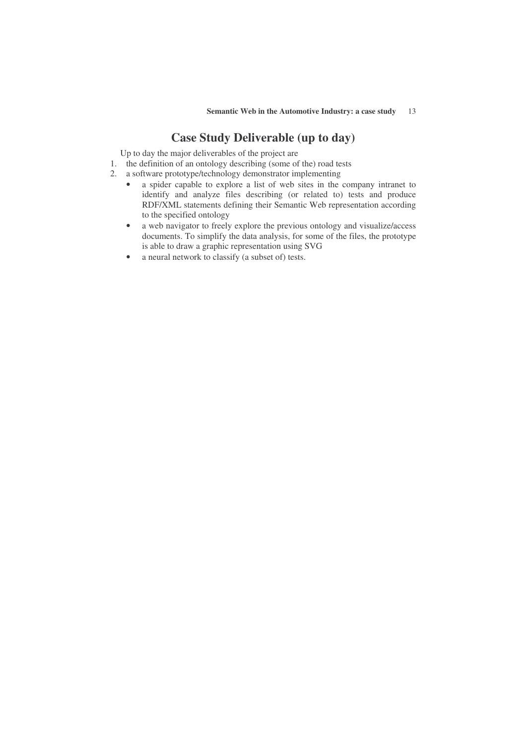## Case Study Deliverable (up to day)

Up to day the major deliverables of the project are

1. the definition of an ontology describing (some of the) road tests
2. a software prototype/technology demonstrator implementing
   - a spider capable to explore a list of web sites in the company intranet to identify and analyze files describing (or related to) tests and produce RDF/XML statements defining their Semantic Web representation according to the specified ontology
   - a web navigator to freely explore the previous ontology and visualize/access documents. To simplify the data analysis, for some of the files, the prototype is able to draw a graphic representation using SVG
   - a neural network to classify (a subset of) tests.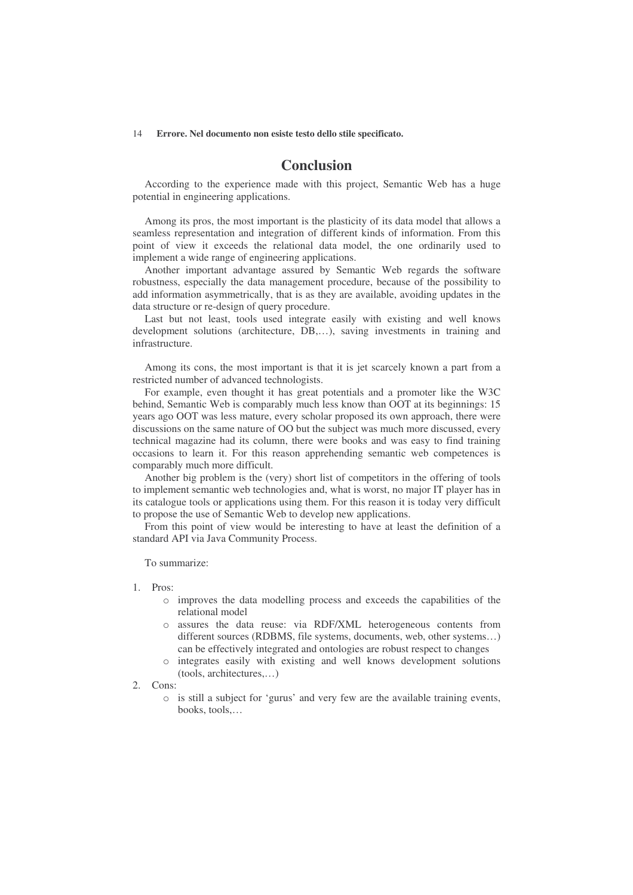# Conclusion

According to the experience made with this project, Semantic Web has a huge potential in engineering applications.

Among its pros, the most important is the plasticity of its data model that allows a seamless representation and integration of different kinds of information. From this point of view it exceeds the relational data model, the one ordinarily used to implement a wide range of engineering applications.

Another important advantage assured by Semantic Web regards the software robustness, especially the data management procedure, because of the possibility to add information asymmetrically, that is as they are available, avoiding updates in the data structure or re-design of query procedure.

Last but not least, tools used integrate easily with existing and well knows development solutions (architecture, DB,…), saving investments in training and infrastructure.

Among its cons, the most important is that it is jet scarcely known a part from a restricted number of advanced technologists.

For example, even thought it has great potentials and a promoter like the W3C behind, Semantic Web is comparably much less know than OOT at its beginnings: 15 years ago OOT was less mature, every scholar proposed its own approach, there were discussions on the same nature of OO but the subject was much more discussed, every technical magazine had its column, there were books and was easy to find training occasions to learn it. For this reason apprehending semantic web competences is comparably much more difficult.

Another big problem is the (very) short list of competitors in the offering of tools to implement semantic web technologies and, what is worst, no major IT player has in its catalogue tools or applications using them. For this reason it is today very difficult to propose the use of Semantic Web to develop new applications.

From this point of view would be interesting to have at least the definition of a standard API via Java Community Process.

To summarize:

1. Pros:
   - improves the data modelling process and exceeds the capabilities of the relational model
   - assures the data reuse: via RDF/XML heterogeneous contents from different sources (RDBMS, file systems, documents, web, other systems…) can be effectively integrated and ontologies are robust respect to changes
   - integrates easily with existing and well knows development solutions (tools, architectures,…)
2. Cons:
   - is still a subject for 'gurus' and very few are the available training events, books, tools,…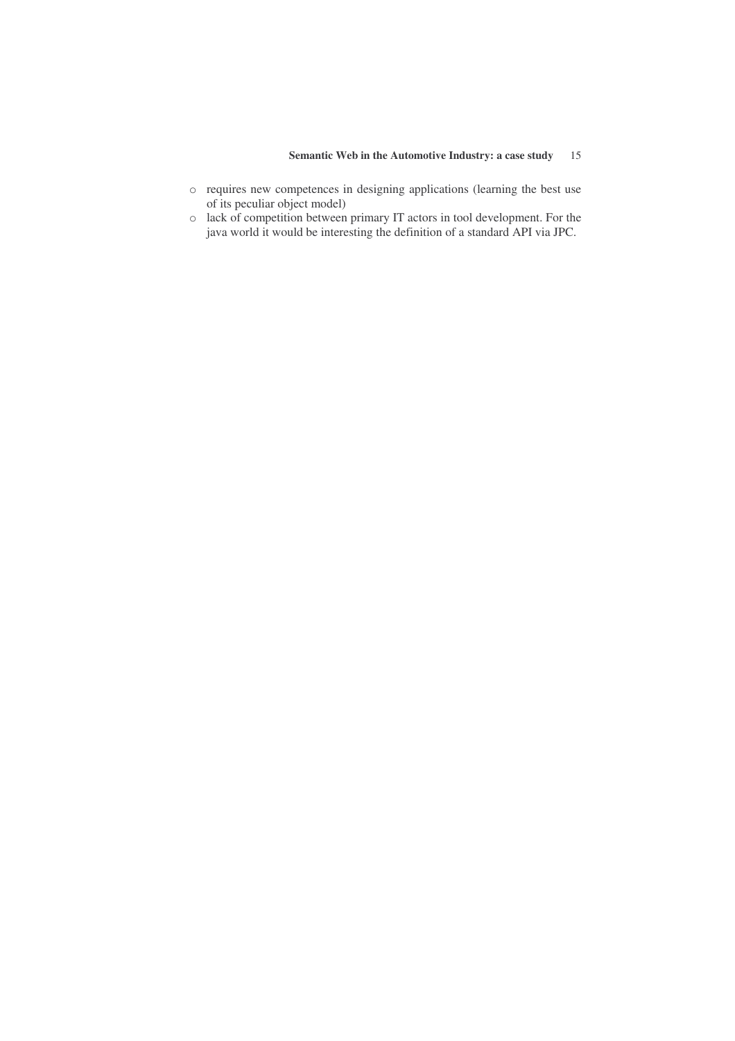- requires new competences in designing applications (learning the best use of its peculiar object model)
- lack of competition between primary IT actors in tool development. For the java world it would be interesting the definition of a standard API via JPC.